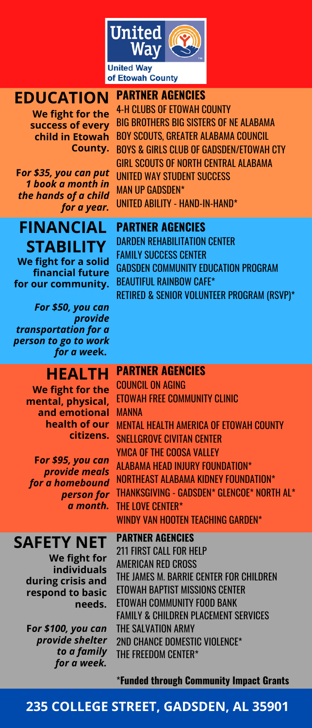United Way

United Way of Etowah County

## EDUCATION

**We fight for the success of every child in Etowah County.**

***For $35, you can put 1 book a month in the hands of a child for a year.***

### PARTNER AGENCIES

4-H CLUBS OF ETOWAH COUNTY
BIG BROTHERS BIG SISTERS OF NE ALABAMA
BOY SCOUTS, GREATER ALABAMA COUNCIL
BOYS & GIRLS CLUB OF GADSDEN/ETOWAH CTY
GIRL SCOUTS OF NORTH CENTRAL ALABAMA
UNITED WAY STUDENT SUCCESS
MAN UP GADSDEN*
UNITED ABILITY - HAND-IN-HAND*

## FINANCIAL STABILITY

**We fight for a solid financial future for our community.**

***For $50, you can provide transportation for a person to go to work for a week.***

### PARTNER AGENCIES

DARDEN REHABILITATION CENTER
FAMILY SUCCESS CENTER
GADSDEN COMMUNITY EDUCATION PROGRAM
BEAUTIFUL RAINBOW CAFE*
RETIRED & SENIOR VOLUNTEER PROGRAM (RSVP)*

## HEALTH

**We fight for the mental, physical, and emotional health of our citizens.**

***For $95, you can provide meals for a homebound person for a month.***

### PARTNER AGENCIES

COUNCIL ON AGING
ETOWAH FREE COMMUNITY CLINIC
MANNA
MENTAL HEALTH AMERICA OF ETOWAH COUNTY
SNELLGROVE CIVITAN CENTER
YMCA OF THE COOSA VALLEY
ALABAMA HEAD INJURY FOUNDATION*
NORTHEAST ALABAMA KIDNEY FOUNDATION*
THANKSGIVING - GADSDEN* GLENCOE* NORTH AL*
THE LOVE CENTER*
WINDY VAN HOOTEN TEACHING GARDEN*

## SAFETY NET

**We fight for individuals during crisis and respond to basic needs.**

***For $100, you can provide shelter to a family for a week.***

### PARTNER AGENCIES

211 FIRST CALL FOR HELP
AMERICAN RED CROSS
THE JAMES M. BARRIE CENTER FOR CHILDREN
ETOWAH BAPTIST MISSIONS CENTER
ETOWAH COMMUNITY FOOD BANK
FAMILY & CHILDREN PLACEMENT SERVICES
THE SALVATION ARMY
2ND CHANCE DOMESTIC VIOLENCE*
THE FREEDOM CENTER*

**\*Funded through Community Impact Grants**

**235 COLLEGE STREET, GADSDEN, AL 35901**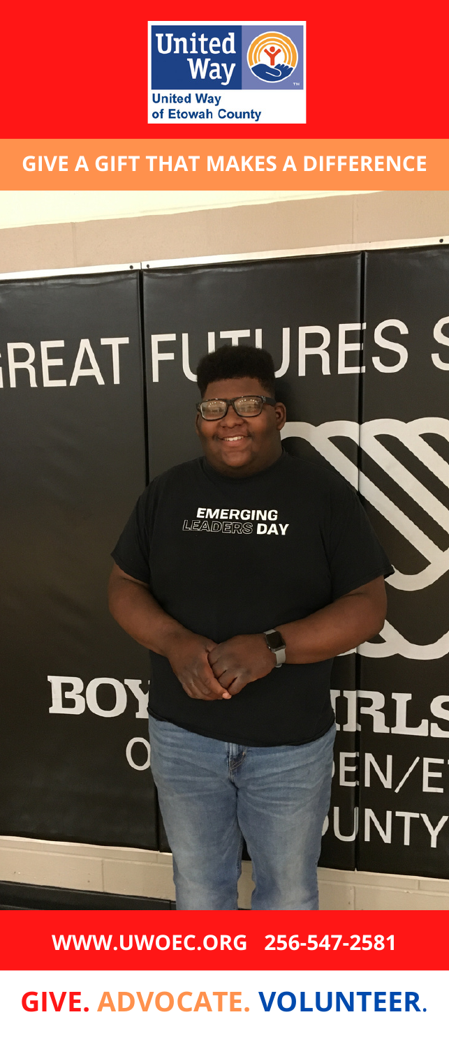United Way

United Way of Etowah County

## GIVE A GIFT THAT MAKES A DIFFERENCE

**WWW.UWOEC.ORG 256-547-2581**

## GIVE. ADVOCATE. VOLUNTEER.